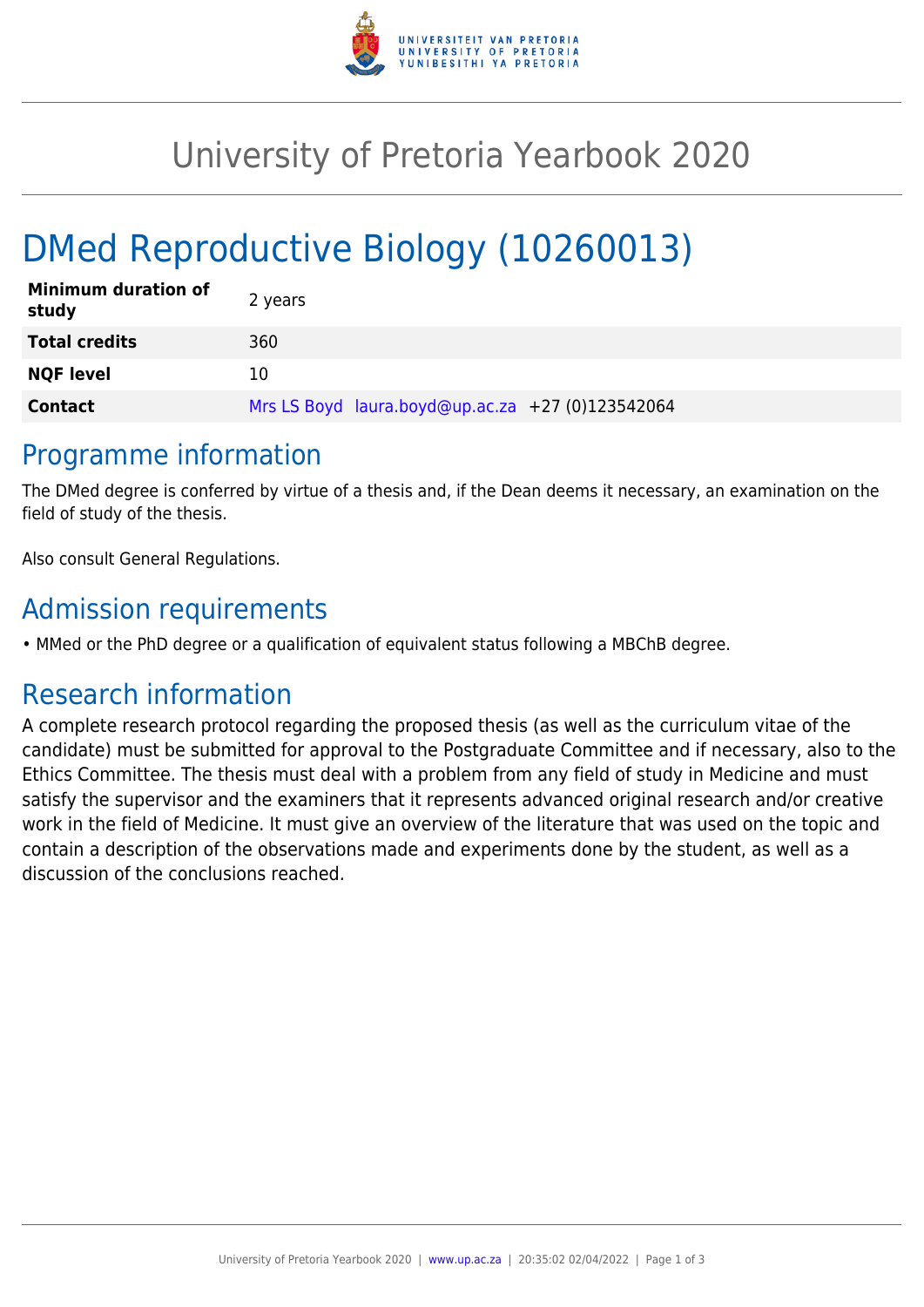# University of Pretoria Yearbook 2020

# DMed Reproductive Biology (10260013)

| | |
|---|---|
| **Minimum duration of study** | 2 years |
| **Total credits** | 360 |
| **NQF level** | 10 |
| **Contact** | Mrs LS Boyd laura.boyd@up.ac.za +27 (0)123542064 |

## Programme information

The DMed degree is conferred by virtue of a thesis and, if the Dean deems it necessary, an examination on the field of study of the thesis.

Also consult General Regulations.

## Admission requirements

- MMed or the PhD degree or a qualification of equivalent status following a MBChB degree.

## Research information

A complete research protocol regarding the proposed thesis (as well as the curriculum vitae of the candidate) must be submitted for approval to the Postgraduate Committee and if necessary, also to the Ethics Committee. The thesis must deal with a problem from any field of study in Medicine and must satisfy the supervisor and the examiners that it represents advanced original research and/or creative work in the field of Medicine. It must give an overview of the literature that was used on the topic and contain a description of the observations made and experiments done by the student, as well as a discussion of the conclusions reached.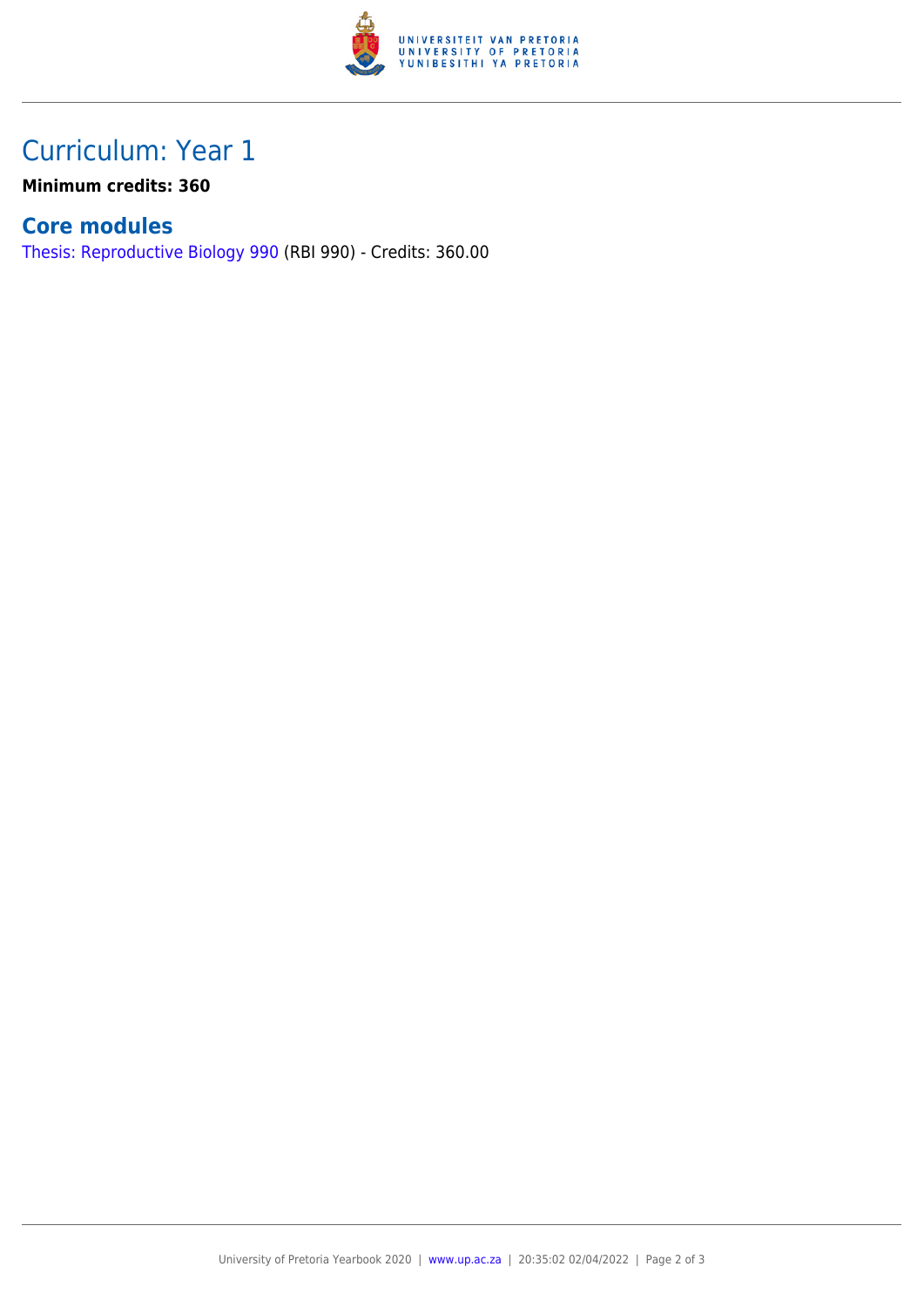# Curriculum: Year 1

**Minimum credits: 360**

## Core modules

Thesis: Reproductive Biology 990 (RBI 990) - Credits: 360.00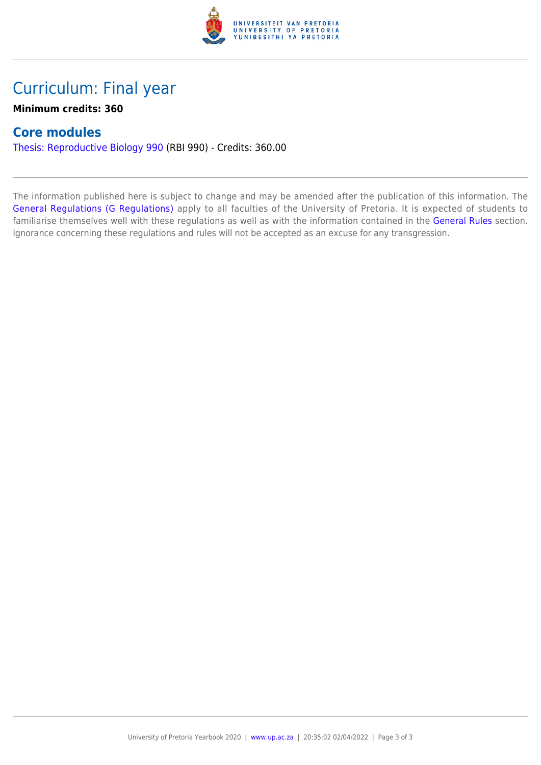## Curriculum: Final year

**Minimum credits: 360**

### Core modules

Thesis: Reproductive Biology 990 (RBI 990) - Credits: 360.00

The information published here is subject to change and may be amended after the publication of this information. The General Regulations (G Regulations) apply to all faculties of the University of Pretoria. It is expected of students to familiarise themselves well with these regulations as well as with the information contained in the General Rules section. Ignorance concerning these regulations and rules will not be accepted as an excuse for any transgression.